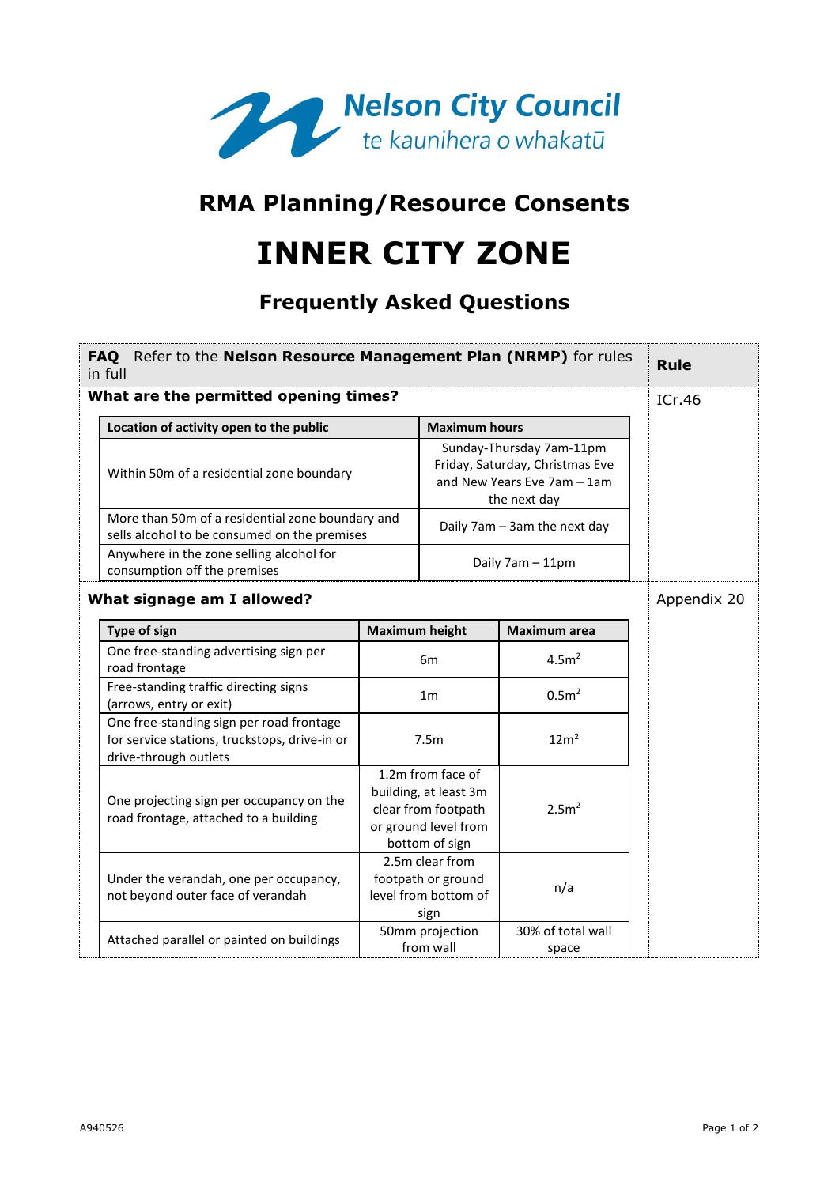Nelson City Council
te kaunihera o whakatū

# RMA Planning/Resource Consents

# INNER CITY ZONE

## Frequently Asked Questions

| **FAQ** Refer to the **Nelson Resource Management Plan (NRMP)** for rules in full | **Rule** |
|---|---|
| **What are the permitted opening times?** | ICr.46 |

| Location of activity open to the public | Maximum hours |
|---|---|
| Within 50m of a residential zone boundary | Sunday-Thursday 7am-11pm Friday, Saturday, Christmas Eve and New Years Eve 7am – 1am the next day |
| More than 50m of a residential zone boundary and sells alcohol to be consumed on the premises | Daily 7am – 3am the next day |
| Anywhere in the zone selling alcohol for consumption off the premises | Daily 7am – 11pm |

| **What signage am I allowed?** | Appendix 20 |
|---|---|

| Type of sign | Maximum height | Maximum area |
|---|---|---|
| One free-standing advertising sign per road frontage | 6m | $4.5m^2$ |
| Free-standing traffic directing signs (arrows, entry or exit) | 1m | $0.5m^2$ |
| One free-standing sign per road frontage for service stations, truckstops, drive-in or drive-through outlets | 7.5m | $12m^2$ |
| One projecting sign per occupancy on the road frontage, attached to a building | 1.2m from face of building, at least 3m clear from footpath or ground level from bottom of sign | $2.5m^2$ |
| Under the verandah, one per occupancy, not beyond outer face of verandah | 2.5m clear from footpath or ground level from bottom of sign | n/a |
| Attached parallel or painted on buildings | 50mm projection from wall | 30% of total wall space |

A940526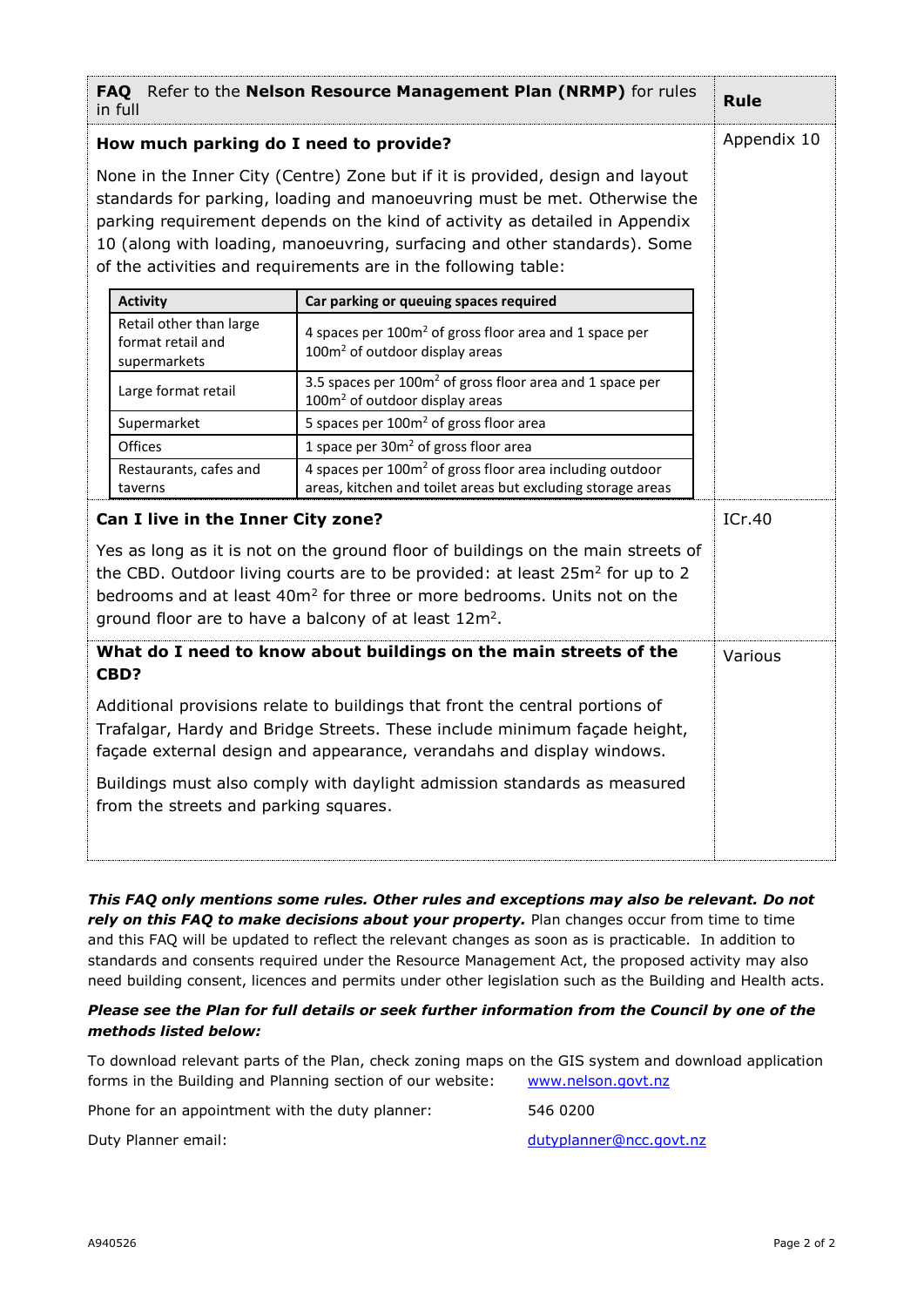| **FAQ** Refer to the **Nelson Resource Management Plan (NRMP)** for rules in full | **Rule** |
|---|---|
| **How much parking do I need to provide?**<br><br>None in the Inner City (Centre) Zone but if it is provided, design and layout standards for parking, loading and manoeuvring must be met. Otherwise the parking requirement depends on the kind of activity as detailed in Appendix 10 (along with loading, manoeuvring, surfacing and other standards). Some of the activities and requirements are in the following table: | Appendix 10 |

| Activity | Car parking or queuing spaces required |
|---|---|
| Retail other than large format retail and supermarkets | 4 spaces per $100m^2$ of gross floor area and 1 space per $100m^2$ of outdoor display areas |
| Large format retail | 3.5 spaces per $100m^2$ of gross floor area and 1 space per $100m^2$ of outdoor display areas |
| Supermarket | 5 spaces per $100m^2$ of gross floor area |
| Offices | 1 space per $30m^2$ of gross floor area |
| Restaurants, cafes and taverns | 4 spaces per $100m^2$ of gross floor area including outdoor areas, kitchen and toilet areas but excluding storage areas |

| | |
|---|---|
| **Can I live in the Inner City zone?**<br><br>Yes as long as it is not on the ground floor of buildings on the main streets of the CBD. Outdoor living courts are to be provided: at least $25m^2$ for up to 2 bedrooms and at least $40m^2$ for three or more bedrooms. Units not on the ground floor are to have a balcony of at least $12m^2$. | ICr.40 |
| **What do I need to know about buildings on the main streets of the CBD?**<br><br>Additional provisions relate to buildings that front the central portions of Trafalgar, Hardy and Bridge Streets. These include minimum façade height, façade external design and appearance, verandahs and display windows.<br><br>Buildings must also comply with daylight admission standards as measured from the streets and parking squares. | Various |

***This FAQ only mentions some rules. Other rules and exceptions may also be relevant. Do not rely on this FAQ to make decisions about your property.*** Plan changes occur from time to time and this FAQ will be updated to reflect the relevant changes as soon as is practicable. In addition to standards and consents required under the Resource Management Act, the proposed activity may also need building consent, licences and permits under other legislation such as the Building and Health acts.

***Please see the Plan for full details or seek further information from the Council by one of the methods listed below:***

To download relevant parts of the Plan, check zoning maps on the GIS system and download application forms in the Building and Planning section of our website: www.nelson.govt.nz

Phone for an appointment with the duty planner: 546 0200

Duty Planner email: dutyplanner@ncc.govt.nz

A940526